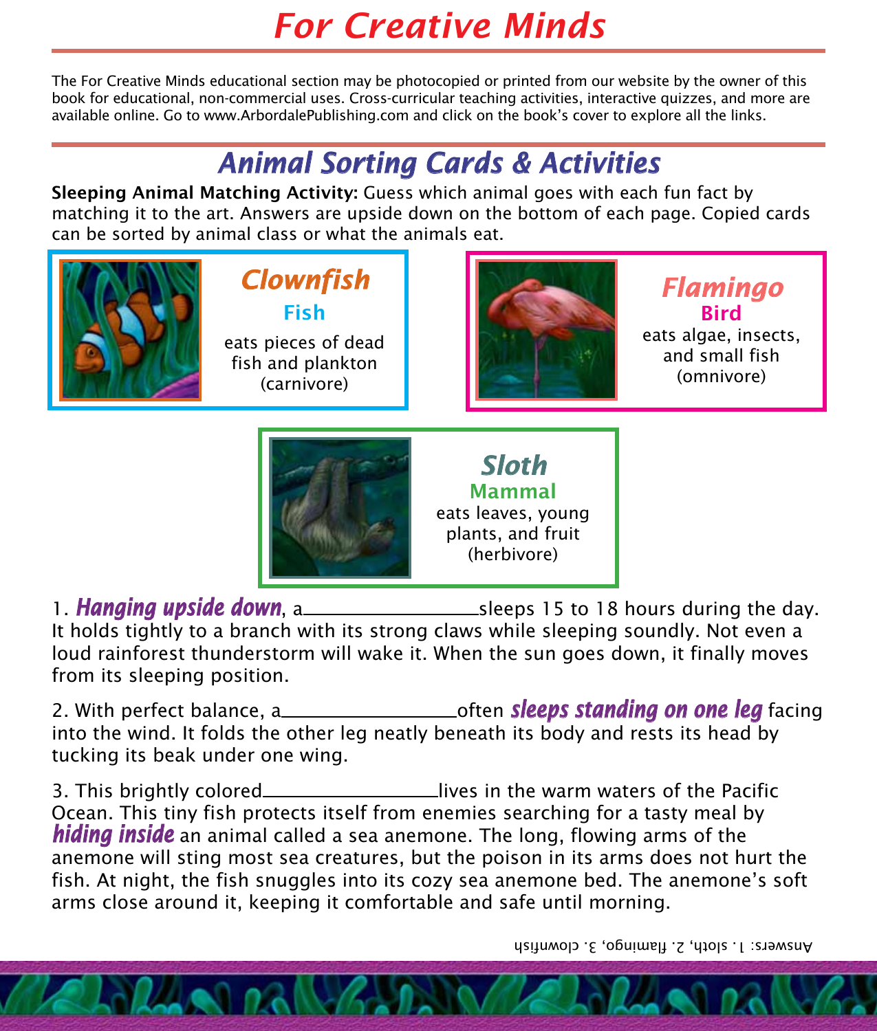# *For Creative Minds*

The For Creative Minds educational section may be photocopied or printed from our website by the owner of this book for educational, non-commercial uses. Cross-curricular teaching activities, interactive quizzes, and more are available online. Go to www.ArbordalePublishing.com and click on the book's cover to explore all the links.

## *Animal Sorting Cards & Activities*

**Sleeping Animal Matching Activity:** Guess which animal goes with each fun fact by matching it to the art. Answers are upside down on the bottom of each page. Copied cards can be sorted by animal class or what the animals eat.

### *Clownfish*

**Fish**

eats pieces of dead fish and plankton (carnivore)

### *Flamingo*

**Bird**

eats algae, insects, and small fish (omnivore)

### *Sloth*

**Mammal**

eats leaves, young plants, and fruit (herbivore)

1. ***Hanging upside down***, a\_\_\_\_\_\_\_\_\_\_\_\_\_\_ sleeps 15 to 18 hours during the day. It holds tightly to a branch with its strong claws while sleeping soundly. Not even a loud rainforest thunderstorm will wake it. When the sun goes down, it finally moves from its sleeping position.

2. With perfect balance, a\_\_\_\_\_\_\_\_\_\_\_\_\_\_ often ***sleeps standing on one leg*** facing into the wind. It folds the other leg neatly beneath its body and rests its head by tucking its beak under one wing.

3. This brightly colored\_\_\_\_\_\_\_\_\_\_\_\_\_\_ lives in the warm waters of the Pacific Ocean. This tiny fish protects itself from enemies searching for a tasty meal by ***hiding inside*** an animal called a sea anemone. The long, flowing arms of the anemone will sting most sea creatures, but the poison in its arms does not hurt the fish. At night, the fish snuggles into its cozy sea anemone bed. The anemone's soft arms close around it, keeping it comfortable and safe until morning.

Answers: 1. sloth, 2. flamingo, 3. clownfish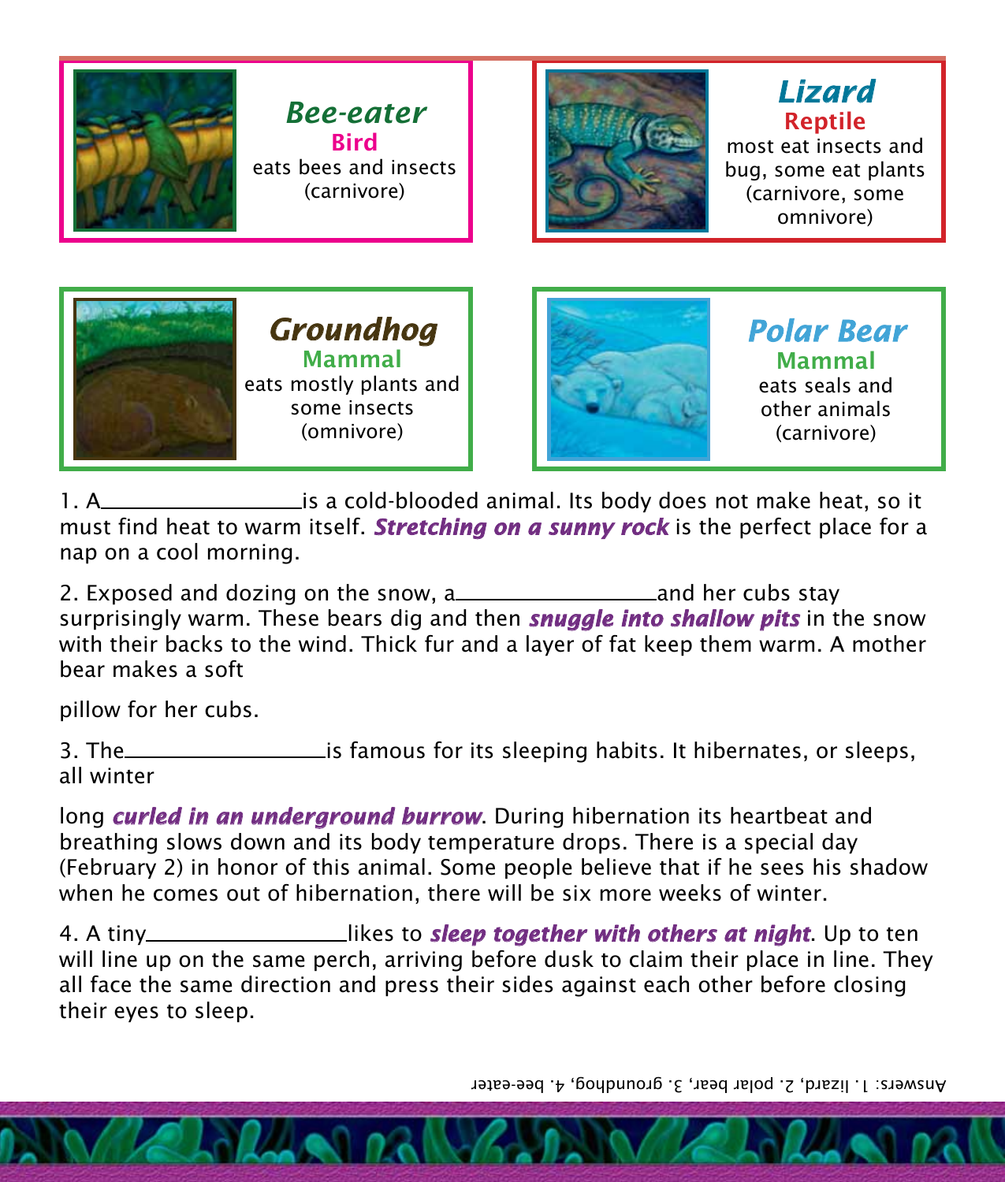### *Bee-eater*
**Bird**
eats bees and insects
(carnivore)

### *Lizard*
**Reptile**
most eat insects and bug, some eat plants
(carnivore, some omnivore)

### *Groundhog*
**Mammal**
eats mostly plants and some insects
(omnivore)

### *Polar Bear*
**Mammal**
eats seals and other animals
(carnivore)

1. A__________________is a cold-blooded animal. Its body does not make heat, so it must find heat to warm itself. ***Stretching on a sunny rock*** is the perfect place for a nap on a cool morning.

2. Exposed and dozing on the snow, a__________________and her cubs stay surprisingly warm. These bears dig and then ***snuggle into shallow pits*** in the snow with their backs to the wind. Thick fur and a layer of fat keep them warm. A mother bear makes a soft

pillow for her cubs.

3. The__________________is famous for its sleeping habits. It hibernates, or sleeps, all winter

long ***curled in an underground burrow***. During hibernation its heartbeat and breathing slows down and its body temperature drops. There is a special day (February 2) in honor of this animal. Some people believe that if he sees his shadow when he comes out of hibernation, there will be six more weeks of winter.

4. A tiny__________________likes to ***sleep together with others at night***. Up to ten will line up on the same perch, arriving before dusk to claim their place in line. They all face the same direction and press their sides against each other before closing their eyes to sleep.

Answers: 1. lizard, 2. polar bear, 3. groundhog, 4. bee-eater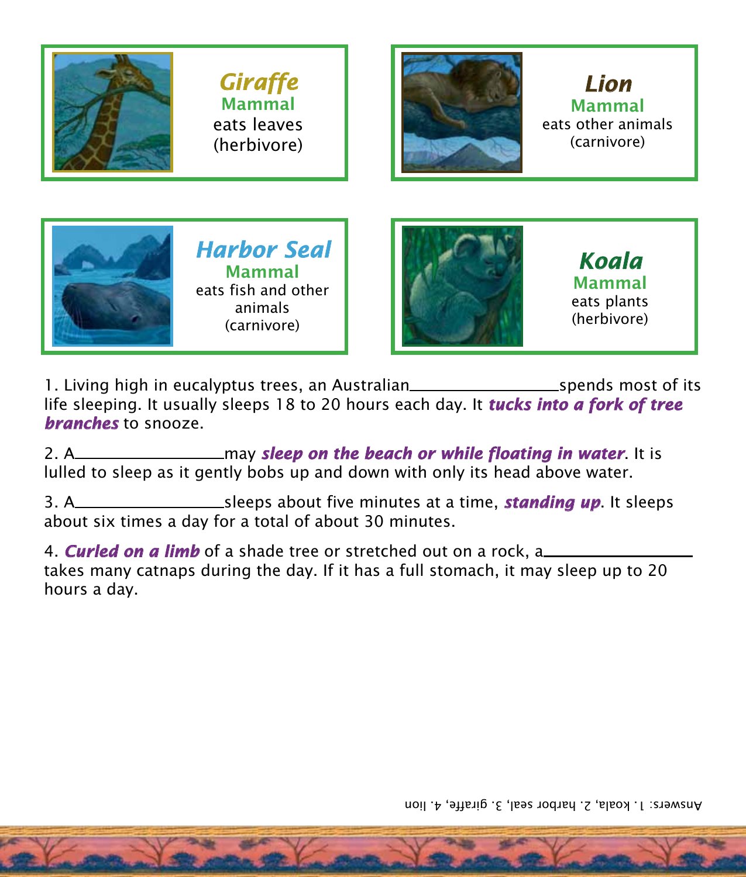**Giraffe**
**Mammal**
eats leaves
(herbivore)

**Lion**
**Mammal**
eats other animals
(carnivore)

**Harbor Seal**
**Mammal**
eats fish and other animals
(carnivore)

**Koala**
**Mammal**
eats plants
(herbivore)

1. Living high in eucalyptus trees, an Australian\_\_\_\_\_\_\_\_\_\_\_\_\_\_\_\_\_\_spends most of its life sleeping. It usually sleeps 18 to 20 hours each day. It ***tucks into a fork of tree branches*** to snooze.

2. A\_\_\_\_\_\_\_\_\_\_\_\_\_\_\_\_\_\_may ***sleep on the beach or while floating in water***. It is lulled to sleep as it gently bobs up and down with only its head above water.

3. A\_\_\_\_\_\_\_\_\_\_\_\_\_\_\_\_\_\_sleeps about five minutes at a time, ***standing up***. It sleeps about six times a day for a total of about 30 minutes.

4. ***Curled on a limb*** of a shade tree or stretched out on a rock, a\_\_\_\_\_\_\_\_\_\_\_\_\_\_\_\_\_\_ takes many catnaps during the day. If it has a full stomach, it may sleep up to 20 hours a day.

Answers: 1. koala, 2. harbor seal, 3. giraffe, 4. lion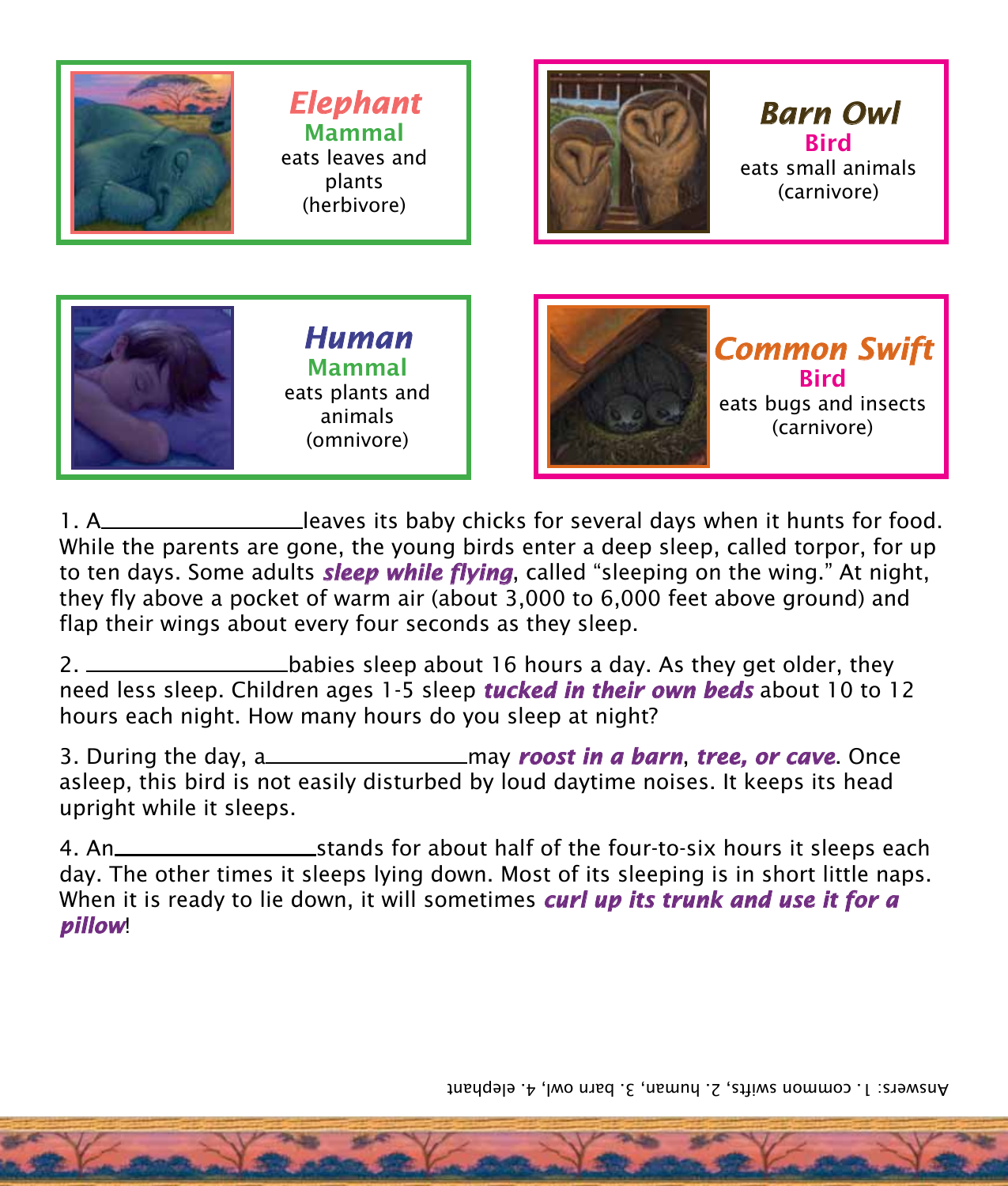**_Elephant_**
**Mammal**
eats leaves and plants
(herbivore)

**_Barn Owl_**
**Bird**
eats small animals
(carnivore)

**_Human_**
**Mammal**
eats plants and animals
(omnivore)

**_Common Swift_**
**Bird**
eats bugs and insects
(carnivore)

1\. A\_\_\_\_\_\_\_\_\_\_\_\_\_\_\_\_\_\_leaves its baby chicks for several days when it hunts for food. While the parents are gone, the young birds enter a deep sleep, called torpor, for up to ten days. Some adults ***sleep while flying***, called "sleeping on the wing." At night, they fly above a pocket of warm air (about 3,000 to 6,000 feet above ground) and flap their wings about every four seconds as they sleep.

2\. \_\_\_\_\_\_\_\_\_\_\_\_\_\_\_\_\_\_babies sleep about 16 hours a day. As they get older, they need less sleep. Children ages 1-5 sleep ***tucked in their own beds*** about 10 to 12 hours each night. How many hours do you sleep at night?

3\. During the day, a\_\_\_\_\_\_\_\_\_\_\_\_\_\_\_\_\_\_may ***roost in a barn***, ***tree, or cave***. Once asleep, this bird is not easily disturbed by loud daytime noises. It keeps its head upright while it sleeps.

4\. An\_\_\_\_\_\_\_\_\_\_\_\_\_\_\_\_\_\_stands for about half of the four-to-six hours it sleeps each day. The other times it sleeps lying down. Most of its sleeping is in short little naps. When it is ready to lie down, it will sometimes ***curl up its trunk and use it for a pillow***!

Answers: 1. common swifts, 2. human, 3. barn owl, 4. elephant